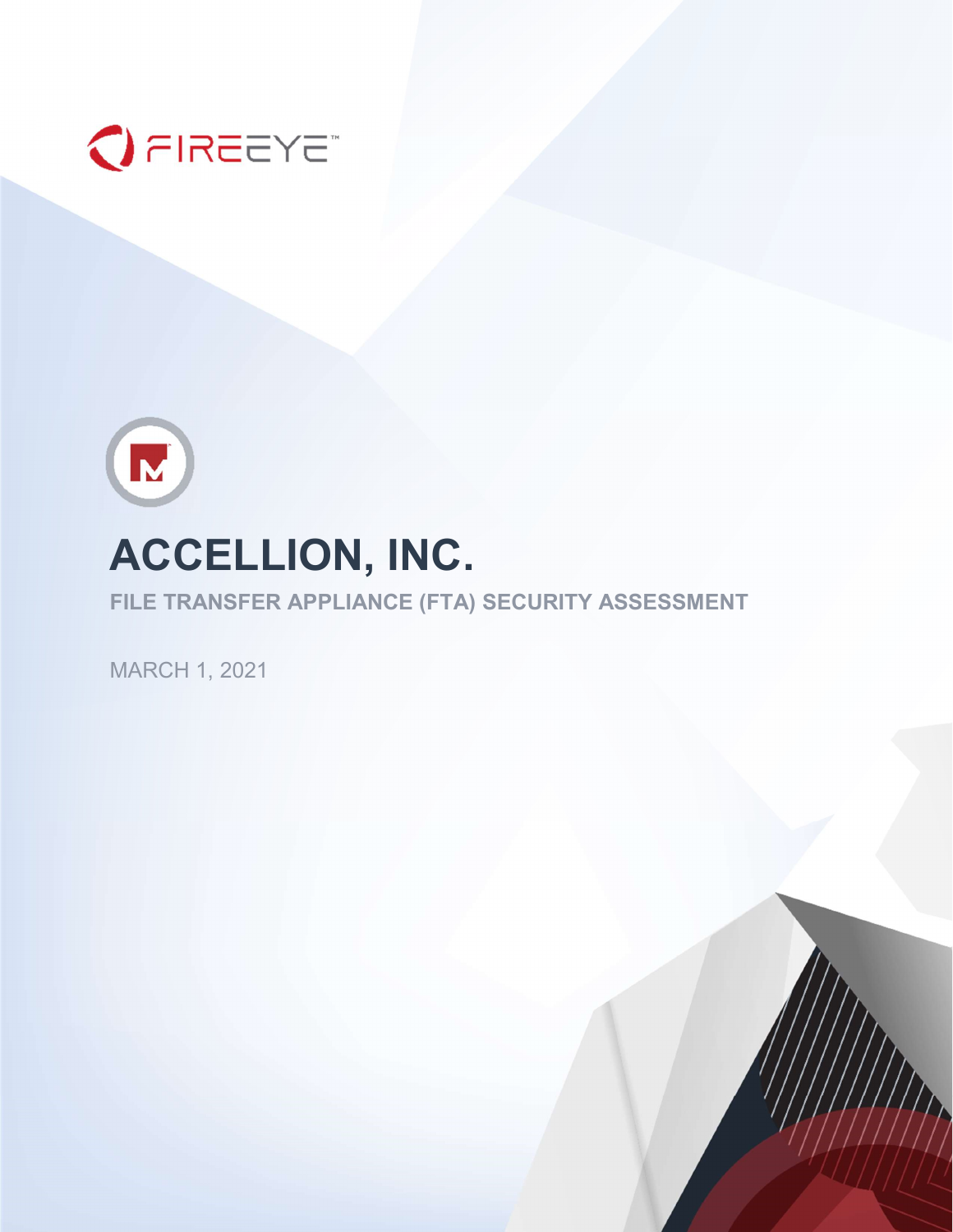FIREEYE

# ACCELLION, INC.

## FILE TRANSFER APPLIANCE (FTA) SECURITY ASSESSMENT

MARCH 1, 2021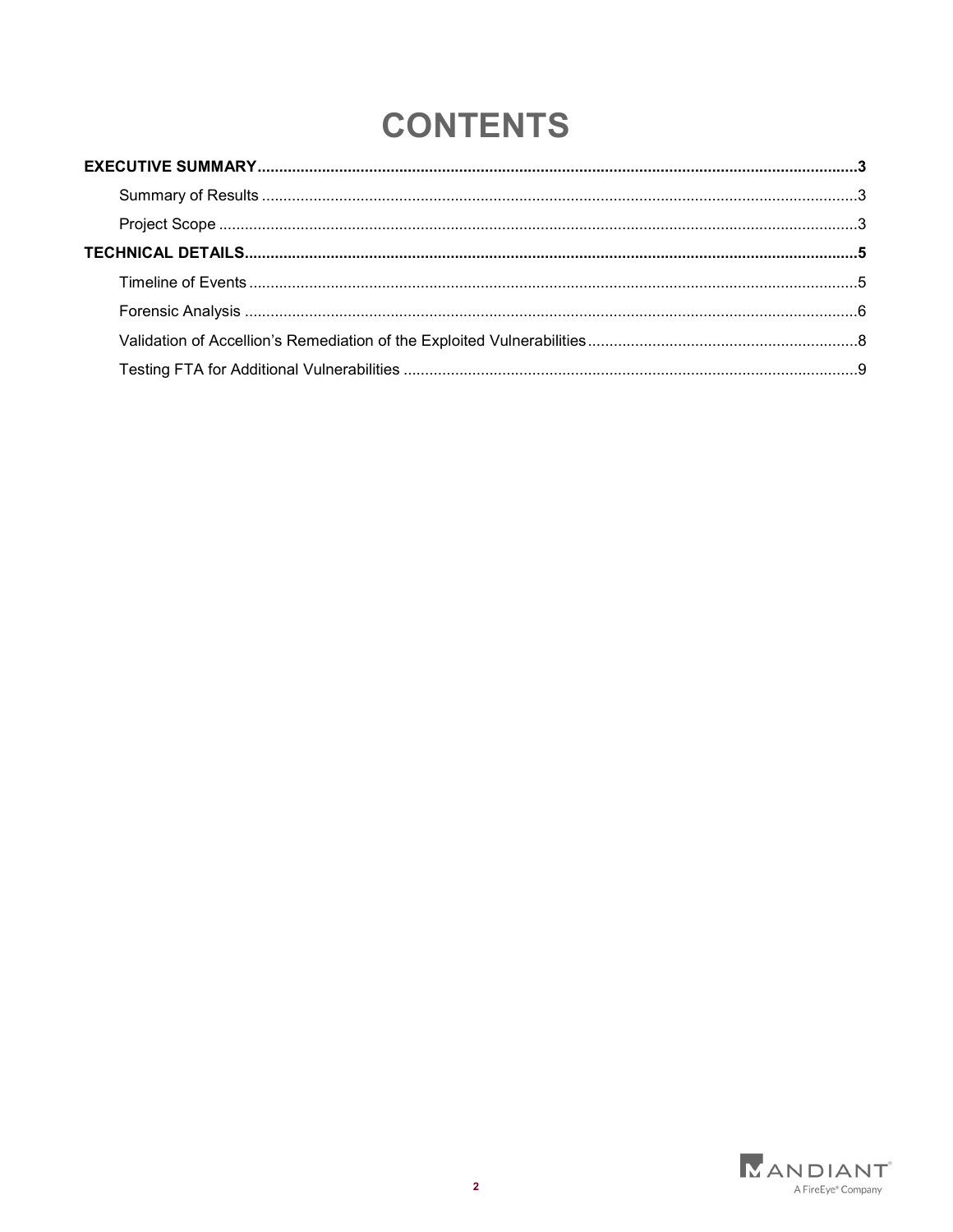# CONTENTS

**EXECUTIVE SUMMARY** .......... **3**

- Summary of Results .......... 3
- Project Scope .......... 3

**TECHNICAL DETAILS** .......... **5**

- Timeline of Events .......... 5
- Forensic Analysis .......... 6
- Validation of Accellion's Remediation of the Exploited Vulnerabilities .......... 8
- Testing FTA for Additional Vulnerabilities .......... 9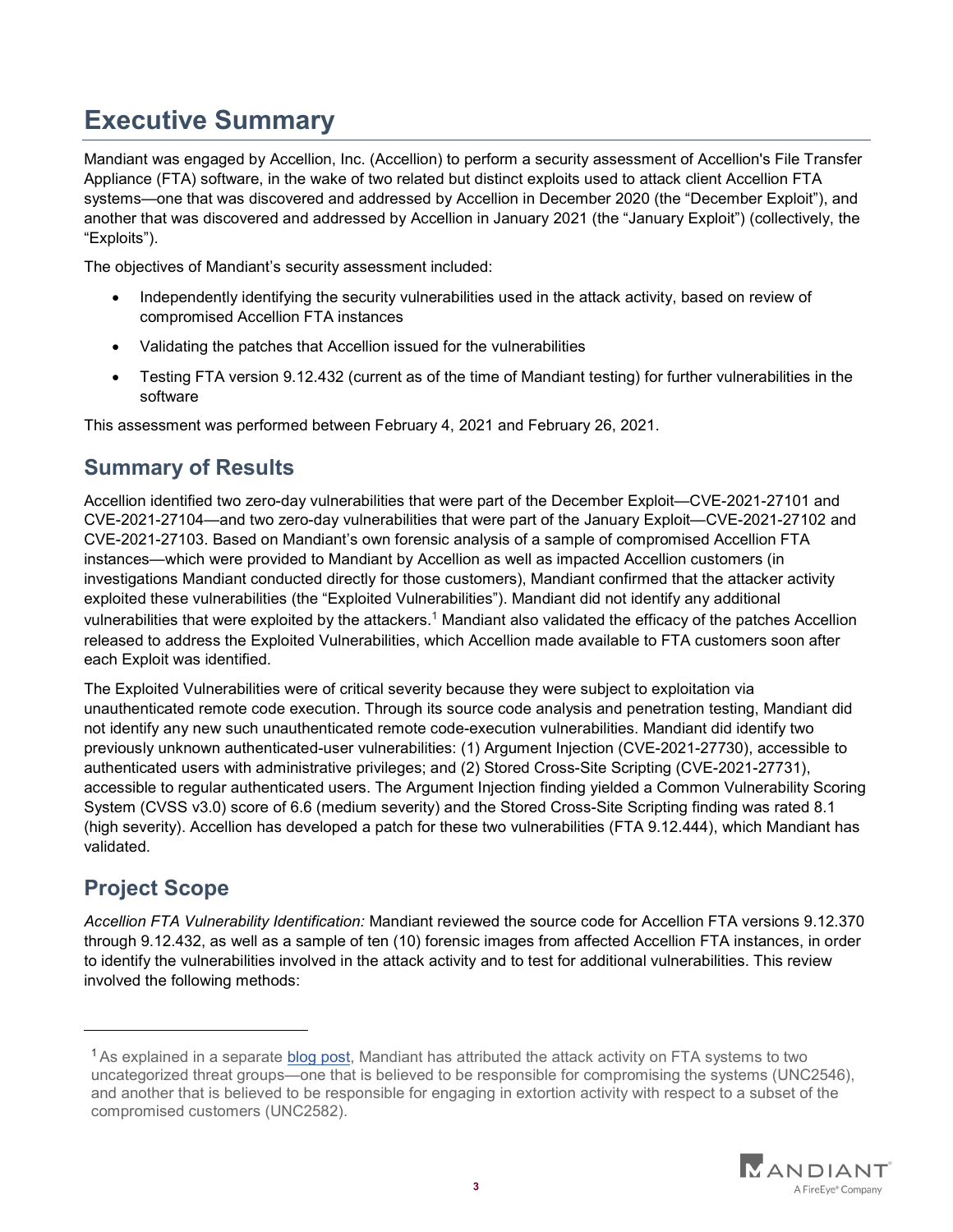# Executive Summary

Mandiant was engaged by Accellion, Inc. (Accellion) to perform a security assessment of Accellion's File Transfer Appliance (FTA) software, in the wake of two related but distinct exploits used to attack client Accellion FTA systems—one that was discovered and addressed by Accellion in December 2020 (the "December Exploit"), and another that was discovered and addressed by Accellion in January 2021 (the "January Exploit") (collectively, the "Exploits").

The objectives of Mandiant's security assessment included:

- Independently identifying the security vulnerabilities used in the attack activity, based on review of compromised Accellion FTA instances
- Validating the patches that Accellion issued for the vulnerabilities
- Testing FTA version 9.12.432 (current as of the time of Mandiant testing) for further vulnerabilities in the software

This assessment was performed between February 4, 2021 and February 26, 2021.

## Summary of Results

Accellion identified two zero-day vulnerabilities that were part of the December Exploit—CVE-2021-27101 and CVE-2021-27104—and two zero-day vulnerabilities that were part of the January Exploit—CVE-2021-27102 and CVE-2021-27103. Based on Mandiant's own forensic analysis of a sample of compromised Accellion FTA instances—which were provided to Mandiant by Accellion as well as impacted Accellion customers (in investigations Mandiant conducted directly for those customers), Mandiant confirmed that the attacker activity exploited these vulnerabilities (the "Exploited Vulnerabilities"). Mandiant did not identify any additional vulnerabilities that were exploited by the attackers.[1] Mandiant also validated the efficacy of the patches Accellion released to address the Exploited Vulnerabilities, which Accellion made available to FTA customers soon after each Exploit was identified.

The Exploited Vulnerabilities were of critical severity because they were subject to exploitation via unauthenticated remote code execution. Through its source code analysis and penetration testing, Mandiant did not identify any new such unauthenticated remote code-execution vulnerabilities. Mandiant did identify two previously unknown authenticated-user vulnerabilities: (1) Argument Injection (CVE-2021-27730), accessible to authenticated users with administrative privileges; and (2) Stored Cross-Site Scripting (CVE-2021-27731), accessible to regular authenticated users. The Argument Injection finding yielded a Common Vulnerability Scoring System (CVSS v3.0) score of 6.6 (medium severity) and the Stored Cross-Site Scripting finding was rated 8.1 (high severity). Accellion has developed a patch for these two vulnerabilities (FTA 9.12.444), which Mandiant has validated.

## Project Scope

*Accellion FTA Vulnerability Identification:* Mandiant reviewed the source code for Accellion FTA versions 9.12.370 through 9.12.432, as well as a sample of ten (10) forensic images from affected Accellion FTA instances, in order to identify the vulnerabilities involved in the attack activity and to test for additional vulnerabilities. This review involved the following methods:

---

[1] As explained in a separate blog post, Mandiant has attributed the attack activity on FTA systems to two uncategorized threat groups—one that is believed to be responsible for compromising the systems (UNC2546), and another that is believed to be responsible for engaging in extortion activity with respect to a subset of the compromised customers (UNC2582).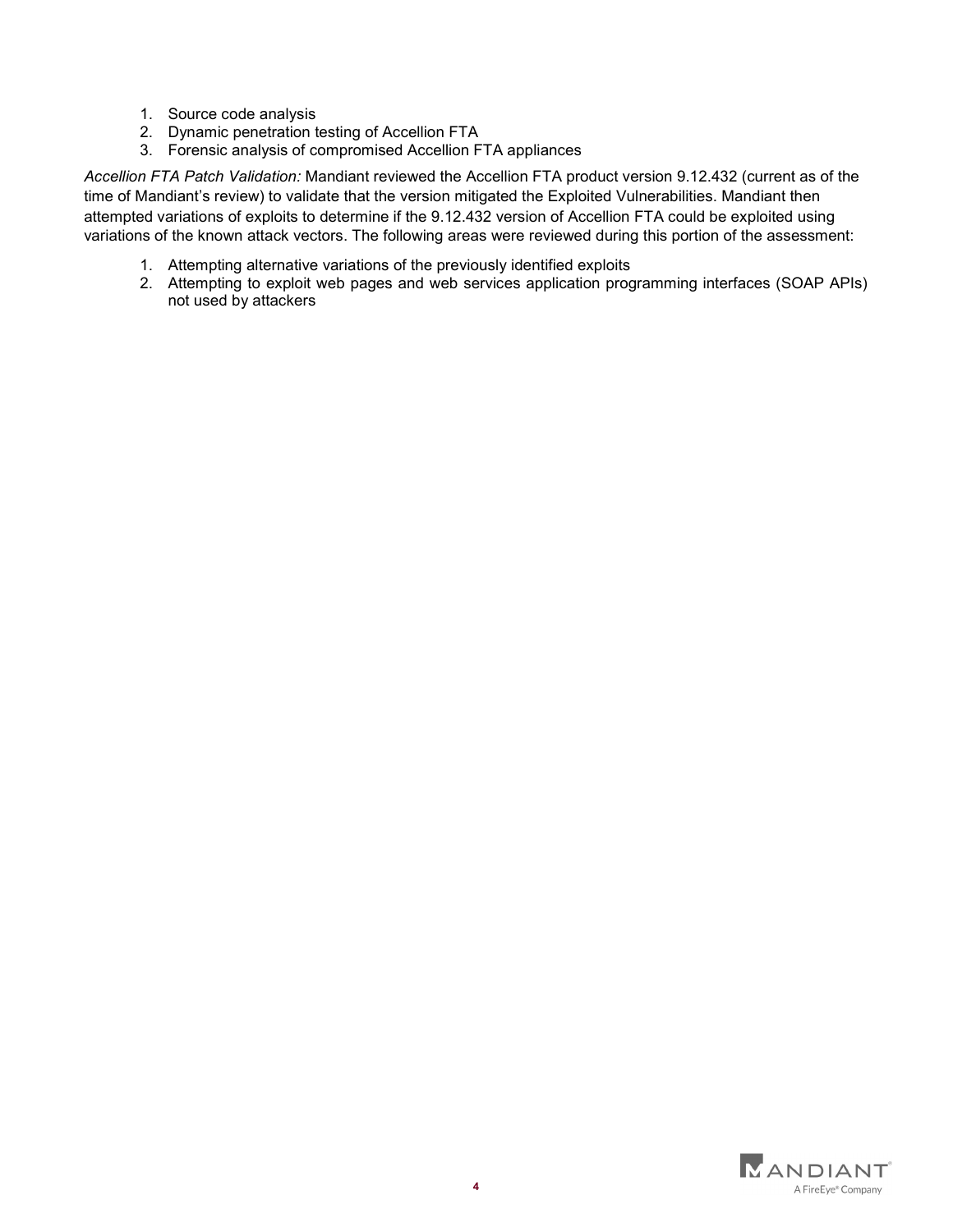1. Source code analysis
2. Dynamic penetration testing of Accellion FTA
3. Forensic analysis of compromised Accellion FTA appliances

*Accellion FTA Patch Validation:* Mandiant reviewed the Accellion FTA product version 9.12.432 (current as of the time of Mandiant's review) to validate that the version mitigated the Exploited Vulnerabilities. Mandiant then attempted variations of exploits to determine if the 9.12.432 version of Accellion FTA could be exploited using variations of the known attack vectors. The following areas were reviewed during this portion of the assessment:

1. Attempting alternative variations of the previously identified exploits
2. Attempting to exploit web pages and web services application programming interfaces (SOAP APIs) not used by attackers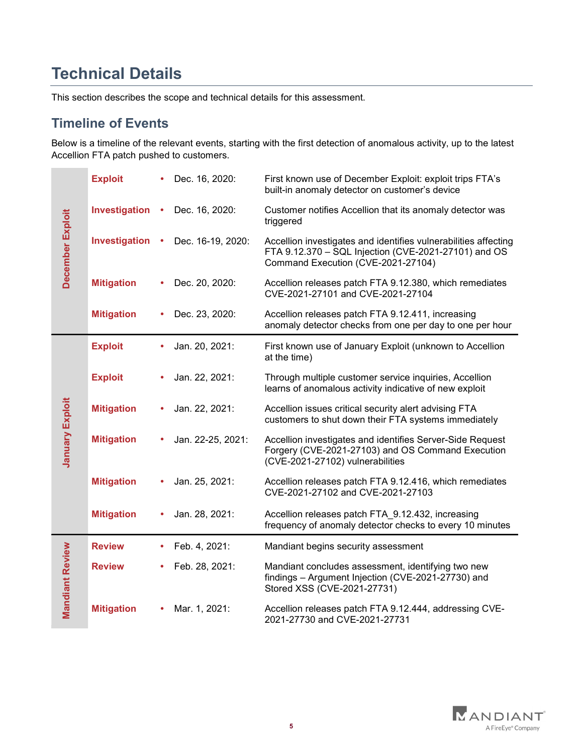# Technical Details

This section describes the scope and technical details for this assessment.

## Timeline of Events

Below is a timeline of the relevant events, starting with the first detection of anomalous activity, up to the latest Accellion FTA patch pushed to customers.

| Phase | Type | Date | Description |
|---|---|---|---|
| December Exploit | Exploit | Dec. 16, 2020: | First known use of December Exploit: exploit trips FTA's built-in anomaly detector on customer's device |
| | Investigation | Dec. 16, 2020: | Customer notifies Accellion that its anomaly detector was triggered |
| | Investigation | Dec. 16-19, 2020: | Accellion investigates and identifies vulnerabilities affecting FTA 9.12.370 – SQL Injection (CVE-2021-27101) and OS Command Execution (CVE-2021-27104) |
| | Mitigation | Dec. 20, 2020: | Accellion releases patch FTA 9.12.380, which remediates CVE-2021-27101 and CVE-2021-27104 |
| | Mitigation | Dec. 23, 2020: | Accellion releases patch FTA 9.12.411, increasing anomaly detector checks from one per day to one per hour |
| January Exploit | Exploit | Jan. 20, 2021: | First known use of January Exploit (unknown to Accellion at the time) |
| | Exploit | Jan. 22, 2021: | Through multiple customer service inquiries, Accellion learns of anomalous activity indicative of new exploit |
| | Mitigation | Jan. 22, 2021: | Accellion issues critical security alert advising FTA customers to shut down their FTA systems immediately |
| | Mitigation | Jan. 22-25, 2021: | Accellion investigates and identifies Server-Side Request Forgery (CVE-2021-27103) and OS Command Execution (CVE-2021-27102) vulnerabilities |
| | Mitigation | Jan. 25, 2021: | Accellion releases patch FTA 9.12.416, which remediates CVE-2021-27102 and CVE-2021-27103 |
| | Mitigation | Jan. 28, 2021: | Accellion releases patch FTA_9.12.432, increasing frequency of anomaly detector checks to every 10 minutes |
| Mandiant Review | Review | Feb. 4, 2021: | Mandiant begins security assessment |
| | Review | Feb. 28, 2021: | Mandiant concludes assessment, identifying two new findings – Argument Injection (CVE-2021-27730) and Stored XSS (CVE-2021-27731) |
| | Mitigation | Mar. 1, 2021: | Accellion releases patch FTA 9.12.444, addressing CVE-2021-27730 and CVE-2021-27731 |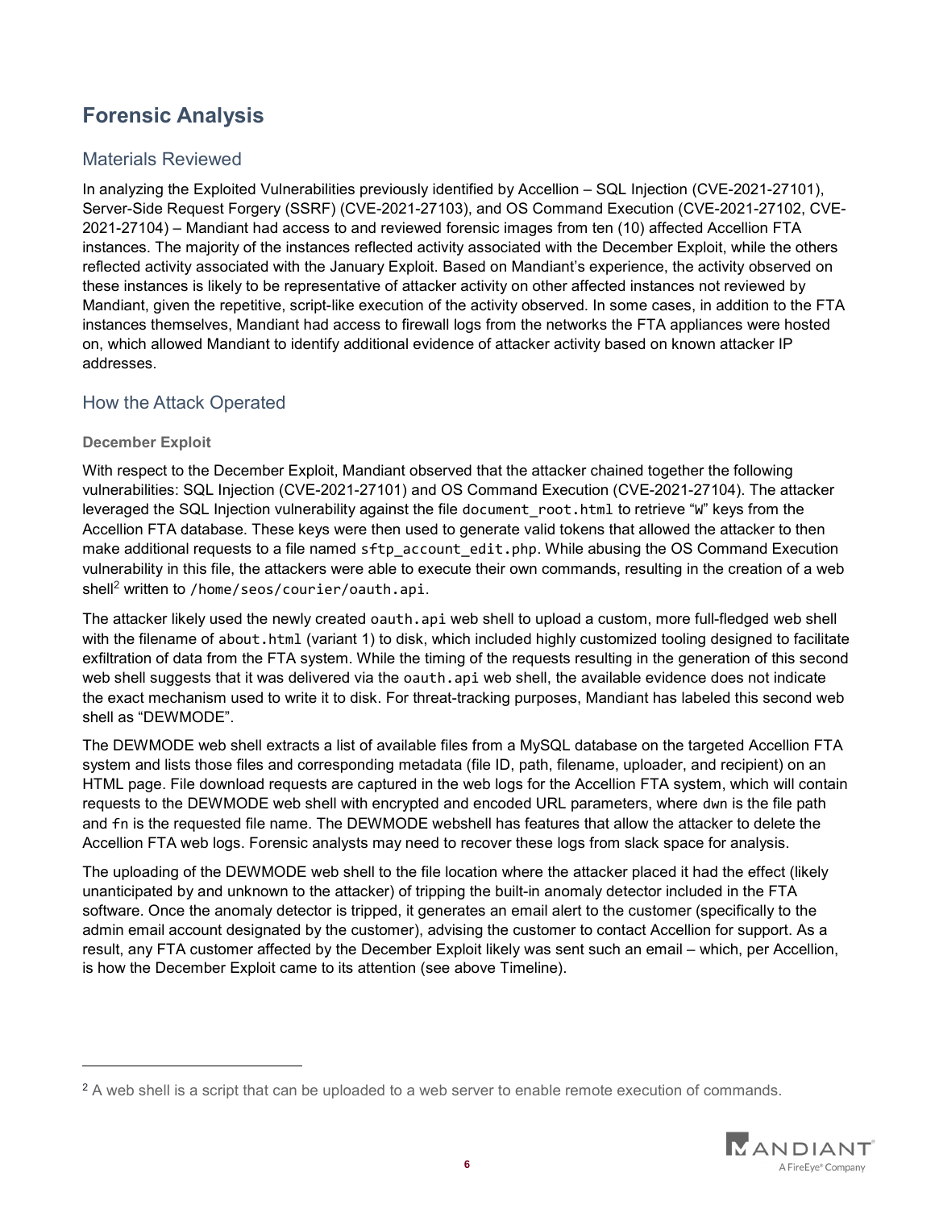## Forensic Analysis

### Materials Reviewed

In analyzing the Exploited Vulnerabilities previously identified by Accellion – SQL Injection (CVE-2021-27101), Server-Side Request Forgery (SSRF) (CVE-2021-27103), and OS Command Execution (CVE-2021-27102, CVE-2021-27104) – Mandiant had access to and reviewed forensic images from ten (10) affected Accellion FTA instances. The majority of the instances reflected activity associated with the December Exploit, while the others reflected activity associated with the January Exploit. Based on Mandiant's experience, the activity observed on these instances is likely to be representative of attacker activity on other affected instances not reviewed by Mandiant, given the repetitive, script-like execution of the activity observed. In some cases, in addition to the FTA instances themselves, Mandiant had access to firewall logs from the networks the FTA appliances were hosted on, which allowed Mandiant to identify additional evidence of attacker activity based on known attacker IP addresses.

### How the Attack Operated

#### December Exploit

With respect to the December Exploit, Mandiant observed that the attacker chained together the following vulnerabilities: SQL Injection (CVE-2021-27101) and OS Command Execution (CVE-2021-27104). The attacker leveraged the SQL Injection vulnerability against the file `document_root.html` to retrieve "`W`" keys from the Accellion FTA database. These keys were then used to generate valid tokens that allowed the attacker to then make additional requests to a file named `sftp_account_edit.php`. While abusing the OS Command Execution vulnerability in this file, the attackers were able to execute their own commands, resulting in the creation of a web shell[2] written to `/home/seos/courier/oauth.api`.

The attacker likely used the newly created `oauth.api` web shell to upload a custom, more full-fledged web shell with the filename of `about.html` (variant 1) to disk, which included highly customized tooling designed to facilitate exfiltration of data from the FTA system. While the timing of the requests resulting in the generation of this second web shell suggests that it was delivered via the `oauth.api` web shell, the available evidence does not indicate the exact mechanism used to write it to disk. For threat-tracking purposes, Mandiant has labeled this second web shell as "DEWMODE".

The DEWMODE web shell extracts a list of available files from a MySQL database on the targeted Accellion FTA system and lists those files and corresponding metadata (file ID, path, filename, uploader, and recipient) on an HTML page. File download requests are captured in the web logs for the Accellion FTA system, which will contain requests to the DEWMODE web shell with encrypted and encoded URL parameters, where `dwn` is the file path and `fn` is the requested file name. The DEWMODE webshell has features that allow the attacker to delete the Accellion FTA web logs. Forensic analysts may need to recover these logs from slack space for analysis.

The uploading of the DEWMODE web shell to the file location where the attacker placed it had the effect (likely unanticipated by and unknown to the attacker) of tripping the built-in anomaly detector included in the FTA software. Once the anomaly detector is tripped, it generates an email alert to the customer (specifically to the admin email account designated by the customer), advising the customer to contact Accellion for support. As a result, any FTA customer affected by the December Exploit likely was sent such an email – which, per Accellion, is how the December Exploit came to its attention (see above Timeline).

---

[2] A web shell is a script that can be uploaded to a web server to enable remote execution of commands.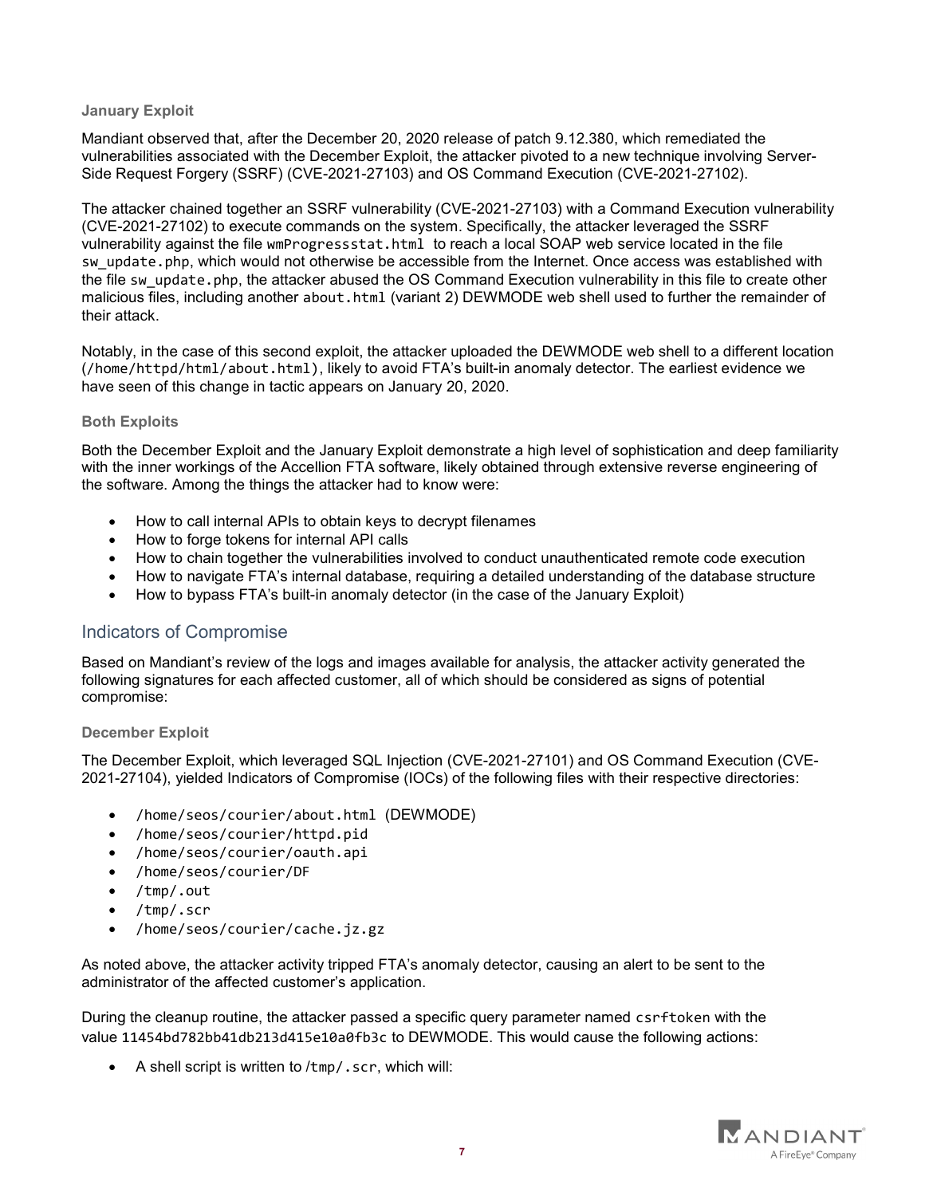### January Exploit

Mandiant observed that, after the December 20, 2020 release of patch 9.12.380, which remediated the vulnerabilities associated with the December Exploit, the attacker pivoted to a new technique involving Server-Side Request Forgery (SSRF) (CVE-2021-27103) and OS Command Execution (CVE-2021-27102).

The attacker chained together an SSRF vulnerability (CVE-2021-27103) with a Command Execution vulnerability (CVE-2021-27102) to execute commands on the system. Specifically, the attacker leveraged the SSRF vulnerability against the file `wmProgressstat.html` to reach a local SOAP web service located in the file `sw_update.php`, which would not otherwise be accessible from the Internet. Once access was established with the file `sw_update.php`, the attacker abused the OS Command Execution vulnerability in this file to create other malicious files, including another `about.html` (variant 2) DEWMODE web shell used to further the remainder of their attack.

Notably, in the case of this second exploit, the attacker uploaded the DEWMODE web shell to a different location (`/home/httpd/html/about.html`), likely to avoid FTA's built-in anomaly detector. The earliest evidence we have seen of this change in tactic appears on January 20, 2020.

### Both Exploits

Both the December Exploit and the January Exploit demonstrate a high level of sophistication and deep familiarity with the inner workings of the Accellion FTA software, likely obtained through extensive reverse engineering of the software. Among the things the attacker had to know were:

- How to call internal APIs to obtain keys to decrypt filenames
- How to forge tokens for internal API calls
- How to chain together the vulnerabilities involved to conduct unauthenticated remote code execution
- How to navigate FTA's internal database, requiring a detailed understanding of the database structure
- How to bypass FTA's built-in anomaly detector (in the case of the January Exploit)

## Indicators of Compromise

Based on Mandiant's review of the logs and images available for analysis, the attacker activity generated the following signatures for each affected customer, all of which should be considered as signs of potential compromise:

### December Exploit

The December Exploit, which leveraged SQL Injection (CVE-2021-27101) and OS Command Execution (CVE-2021-27104), yielded Indicators of Compromise (IOCs) of the following files with their respective directories:

- `/home/seos/courier/about.html` (DEWMODE)
- `/home/seos/courier/httpd.pid`
- `/home/seos/courier/oauth.api`
- `/home/seos/courier/DF`
- `/tmp/.out`
- `/tmp/.scr`
- `/home/seos/courier/cache.jz.gz`

As noted above, the attacker activity tripped FTA's anomaly detector, causing an alert to be sent to the administrator of the affected customer's application.

During the cleanup routine, the attacker passed a specific query parameter named `csrftoken` with the value `11454bd782bb41db213d415e10a0fb3c` to DEWMODE. This would cause the following actions:

- A shell script is written to `/tmp/.scr`, which will: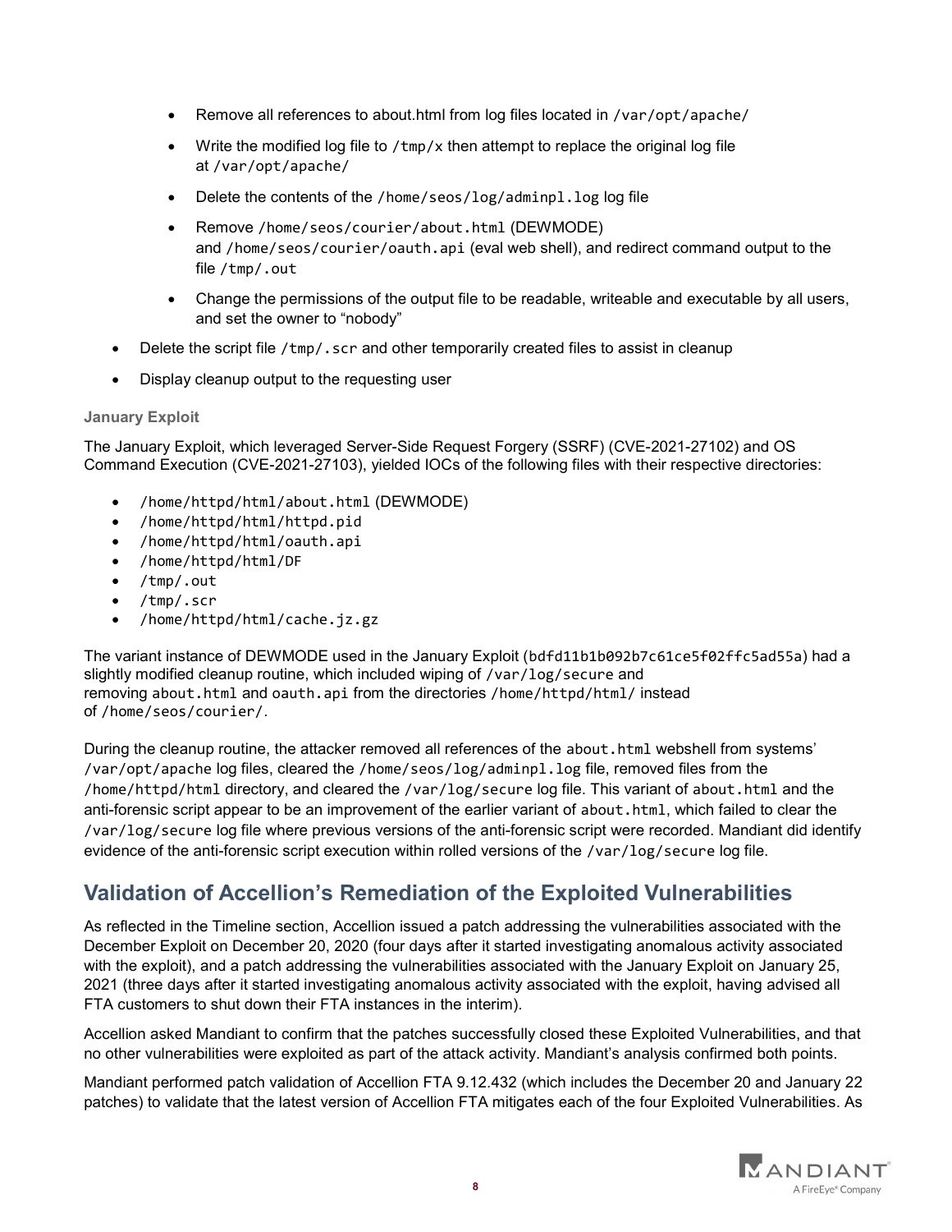- Remove all references to about.html from log files located in `/var/opt/apache/`
- Write the modified log file to `/tmp/x` then attempt to replace the original log file at `/var/opt/apache/`
- Delete the contents of the `/home/seos/log/adminpl.log` log file
- Remove `/home/seos/courier/about.html` (DEWMODE) and `/home/seos/courier/oauth.api` (eval web shell), and redirect command output to the file `/tmp/.out`
- Change the permissions of the output file to be readable, writeable and executable by all users, and set the owner to "nobody"

- Delete the script file `/tmp/.scr` and other temporarily created files to assist in cleanup
- Display cleanup output to the requesting user

#### January Exploit

The January Exploit, which leveraged Server-Side Request Forgery (SSRF) (CVE-2021-27102) and OS Command Execution (CVE-2021-27103), yielded IOCs of the following files with their respective directories:

- `/home/httpd/html/about.html` (DEWMODE)
- `/home/httpd/html/httpd.pid`
- `/home/httpd/html/oauth.api`
- `/home/httpd/html/DF`
- `/tmp/.out`
- `/tmp/.scr`
- `/home/httpd/html/cache.jz.gz`

The variant instance of DEWMODE used in the January Exploit (`bdfd11b1b092b7c61ce5f02ffc5ad55a`) had a slightly modified cleanup routine, which included wiping of `/var/log/secure` and removing `about.html` and `oauth.api` from the directories `/home/httpd/html/` instead of `/home/seos/courier/`.

During the cleanup routine, the attacker removed all references of the `about.html` webshell from systems' `/var/opt/apache` log files, cleared the `/home/seos/log/adminpl.log` file, removed files from the `/home/httpd/html` directory, and cleared the `/var/log/secure` log file. This variant of `about.html` and the anti-forensic script appear to be an improvement of the earlier variant of `about.html`, which failed to clear the `/var/log/secure` log file where previous versions of the anti-forensic script were recorded. Mandiant did identify evidence of the anti-forensic script execution within rolled versions of the `/var/log/secure` log file.

## Validation of Accellion's Remediation of the Exploited Vulnerabilities

As reflected in the Timeline section, Accellion issued a patch addressing the vulnerabilities associated with the December Exploit on December 20, 2020 (four days after it started investigating anomalous activity associated with the exploit), and a patch addressing the vulnerabilities associated with the January Exploit on January 25, 2021 (three days after it started investigating anomalous activity associated with the exploit, having advised all FTA customers to shut down their FTA instances in the interim).

Accellion asked Mandiant to confirm that the patches successfully closed these Exploited Vulnerabilities, and that no other vulnerabilities were exploited as part of the attack activity. Mandiant's analysis confirmed both points.

Mandiant performed patch validation of Accellion FTA 9.12.432 (which includes the December 20 and January 22 patches) to validate that the latest version of Accellion FTA mitigates each of the four Exploited Vulnerabilities. As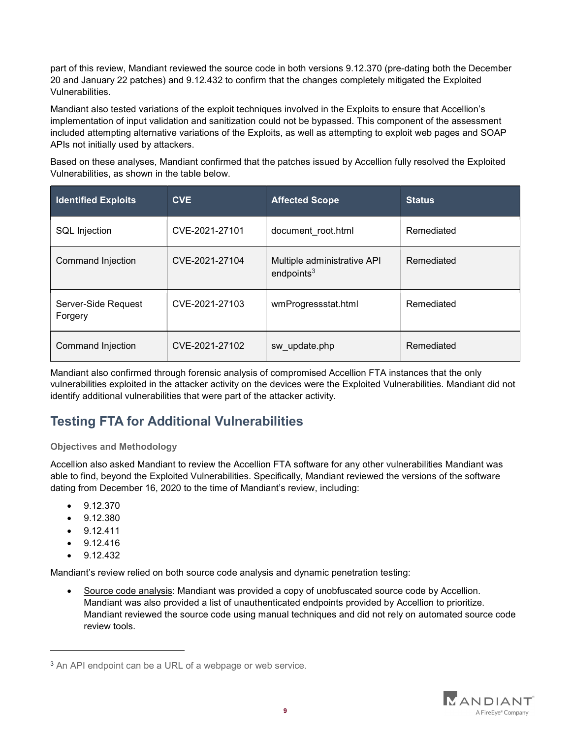part of this review, Mandiant reviewed the source code in both versions 9.12.370 (pre-dating both the December 20 and January 22 patches) and 9.12.432 to confirm that the changes completely mitigated the Exploited Vulnerabilities.

Mandiant also tested variations of the exploit techniques involved in the Exploits to ensure that Accellion's implementation of input validation and sanitization could not be bypassed. This component of the assessment included attempting alternative variations of the Exploits, as well as attempting to exploit web pages and SOAP APIs not initially used by attackers.

Based on these analyses, Mandiant confirmed that the patches issued by Accellion fully resolved the Exploited Vulnerabilities, as shown in the table below.

| Identified Exploits | CVE | Affected Scope | Status |
|---|---|---|---|
| SQL Injection | CVE-2021-27101 | document_root.html | Remediated |
| Command Injection | CVE-2021-27104 | Multiple administrative API endpoints[3] | Remediated |
| Server-Side Request Forgery | CVE-2021-27103 | wmProgressstat.html | Remediated |
| Command Injection | CVE-2021-27102 | sw_update.php | Remediated |

Mandiant also confirmed through forensic analysis of compromised Accellion FTA instances that the only vulnerabilities exploited in the attacker activity on the devices were the Exploited Vulnerabilities. Mandiant did not identify additional vulnerabilities that were part of the attacker activity.

## Testing FTA for Additional Vulnerabilities

### Objectives and Methodology

Accellion also asked Mandiant to review the Accellion FTA software for any other vulnerabilities Mandiant was able to find, beyond the Exploited Vulnerabilities. Specifically, Mandiant reviewed the versions of the software dating from December 16, 2020 to the time of Mandiant's review, including:

- 9.12.370
- 9.12.380
- 9.12.411
- 9.12.416
- 9.12.432

Mandiant's review relied on both source code analysis and dynamic penetration testing:

- Source code analysis: Mandiant was provided a copy of unobfuscated source code by Accellion. Mandiant was also provided a list of unauthenticated endpoints provided by Accellion to prioritize. Mandiant reviewed the source code using manual techniques and did not rely on automated source code review tools.

---

[3] An API endpoint can be a URL of a webpage or web service.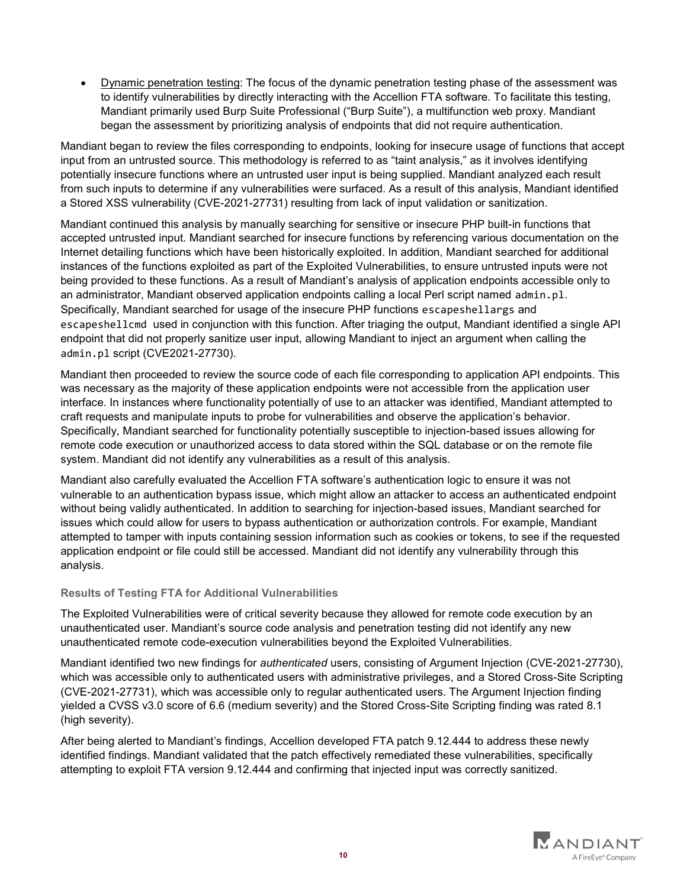- Dynamic penetration testing: The focus of the dynamic penetration testing phase of the assessment was to identify vulnerabilities by directly interacting with the Accellion FTA software. To facilitate this testing, Mandiant primarily used Burp Suite Professional ("Burp Suite"), a multifunction web proxy. Mandiant began the assessment by prioritizing analysis of endpoints that did not require authentication.

Mandiant began to review the files corresponding to endpoints, looking for insecure usage of functions that accept input from an untrusted source. This methodology is referred to as "taint analysis," as it involves identifying potentially insecure functions where an untrusted user input is being supplied. Mandiant analyzed each result from such inputs to determine if any vulnerabilities were surfaced. As a result of this analysis, Mandiant identified a Stored XSS vulnerability (CVE-2021-27731) resulting from lack of input validation or sanitization.

Mandiant continued this analysis by manually searching for sensitive or insecure PHP built-in functions that accepted untrusted input. Mandiant searched for insecure functions by referencing various documentation on the Internet detailing functions which have been historically exploited. In addition, Mandiant searched for additional instances of the functions exploited as part of the Exploited Vulnerabilities, to ensure untrusted inputs were not being provided to these functions. As a result of Mandiant's analysis of application endpoints accessible only to an administrator, Mandiant observed application endpoints calling a local Perl script named `admin.pl`. Specifically, Mandiant searched for usage of the insecure PHP functions `escapeshellargs` and `escapeshellcmd` used in conjunction with this function. After triaging the output, Mandiant identified a single API endpoint that did not properly sanitize user input, allowing Mandiant to inject an argument when calling the `admin.pl` script (CVE2021-27730).

Mandiant then proceeded to review the source code of each file corresponding to application API endpoints. This was necessary as the majority of these application endpoints were not accessible from the application user interface. In instances where functionality potentially of use to an attacker was identified, Mandiant attempted to craft requests and manipulate inputs to probe for vulnerabilities and observe the application's behavior. Specifically, Mandiant searched for functionality potentially susceptible to injection-based issues allowing for remote code execution or unauthorized access to data stored within the SQL database or on the remote file system. Mandiant did not identify any vulnerabilities as a result of this analysis.

Mandiant also carefully evaluated the Accellion FTA software's authentication logic to ensure it was not vulnerable to an authentication bypass issue, which might allow an attacker to access an authenticated endpoint without being validly authenticated. In addition to searching for injection-based issues, Mandiant searched for issues which could allow for users to bypass authentication or authorization controls. For example, Mandiant attempted to tamper with inputs containing session information such as cookies or tokens, to see if the requested application endpoint or file could still be accessed. Mandiant did not identify any vulnerability through this analysis.

### Results of Testing FTA for Additional Vulnerabilities

The Exploited Vulnerabilities were of critical severity because they allowed for remote code execution by an unauthenticated user. Mandiant's source code analysis and penetration testing did not identify any new unauthenticated remote code-execution vulnerabilities beyond the Exploited Vulnerabilities.

Mandiant identified two new findings for *authenticated* users, consisting of Argument Injection (CVE-2021-27730), which was accessible only to authenticated users with administrative privileges, and a Stored Cross-Site Scripting (CVE-2021-27731), which was accessible only to regular authenticated users. The Argument Injection finding yielded a CVSS v3.0 score of 6.6 (medium severity) and the Stored Cross-Site Scripting finding was rated 8.1 (high severity).

After being alerted to Mandiant's findings, Accellion developed FTA patch 9.12.444 to address these newly identified findings. Mandiant validated that the patch effectively remediated these vulnerabilities, specifically attempting to exploit FTA version 9.12.444 and confirming that injected input was correctly sanitized.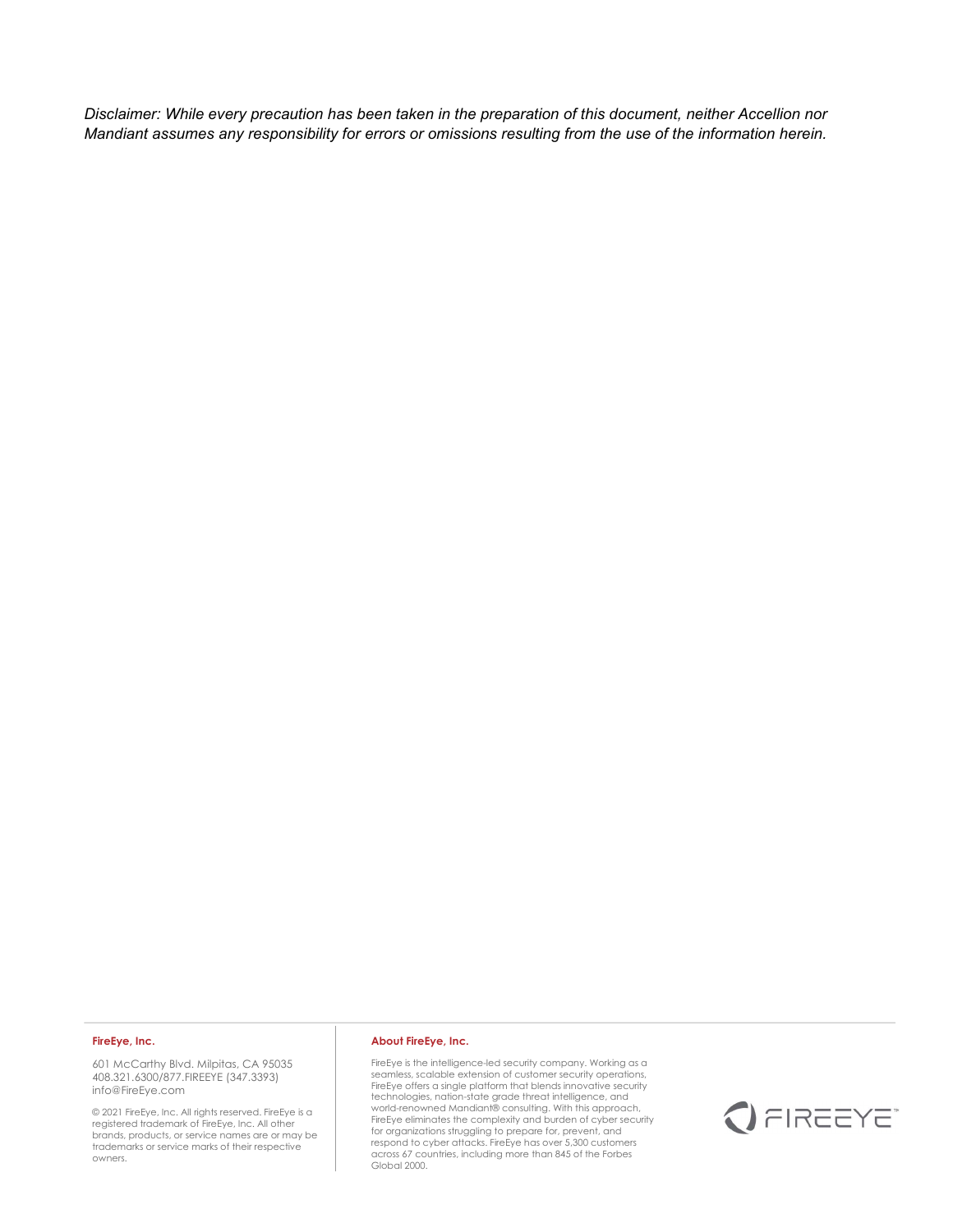*Disclaimer: While every precaution has been taken in the preparation of this document, neither Accellion nor Mandiant assumes any responsibility for errors or omissions resulting from the use of the information herein.*

**FireEye, Inc.**

601 McCarthy Blvd. Milpitas, CA 95035
408.321.6300/877.FIREEYE (347.3393)
info@FireEye.com

© 2021 FireEye, Inc. All rights reserved. FireEye is a registered trademark of FireEye, Inc. All other brands, products, or service names are or may be trademarks or service marks of their respective owners.

**About FireEye, Inc.**

FireEye is the intelligence-led security company. Working as a seamless, scalable extension of customer security operations, FireEye offers a single platform that blends innovative security technologies, nation-state grade threat intelligence, and world-renowned Mandiant® consulting. With this approach, FireEye eliminates the complexity and burden of cyber security for organizations struggling to prepare for, prevent, and respond to cyber attacks. FireEye has over 5,300 customers across 67 countries, including more than 845 of the Forbes Global 2000.